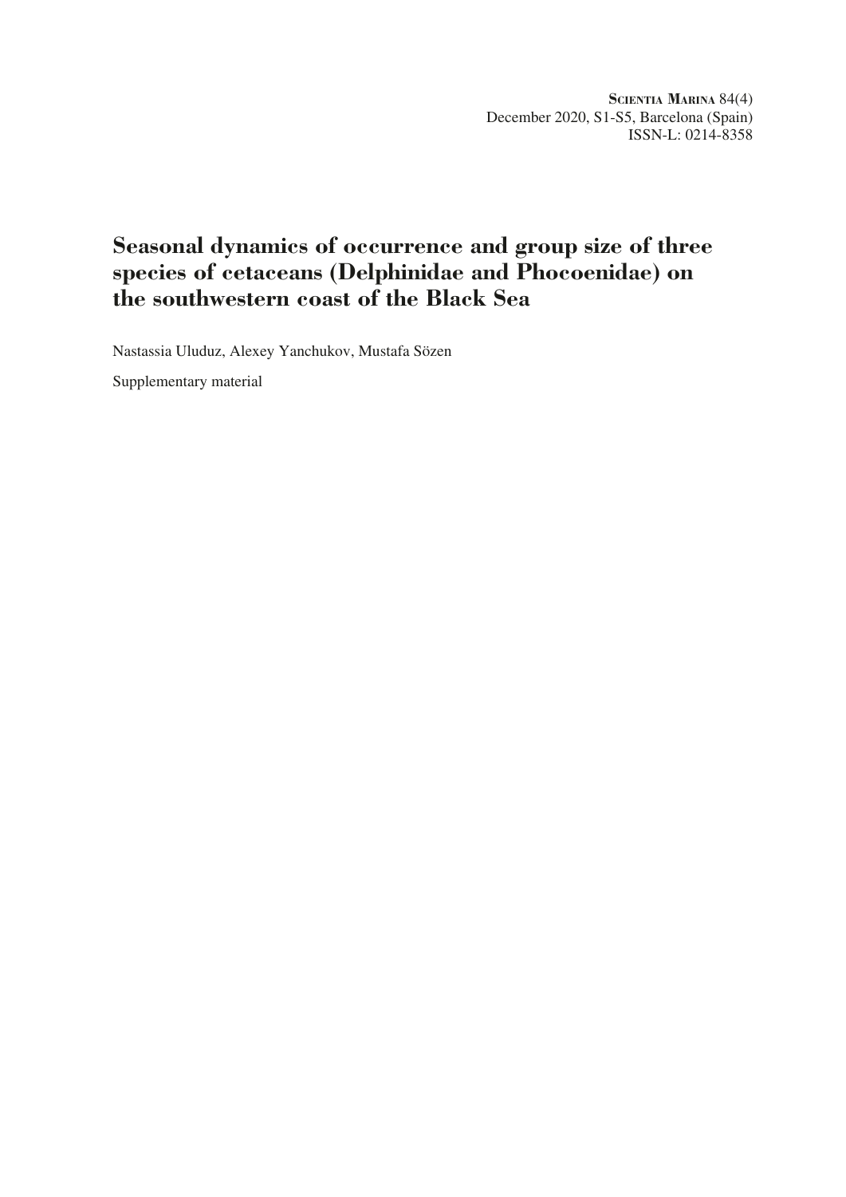# Seasonal dynamics of occurrence and group size of three species of cetaceans (Delphinidae and Phocoenidae) on the southwestern coast of the Black Sea

Nastassia Uluduz, Alexey Yanchukov, Mustafa Sözen

Supplementary material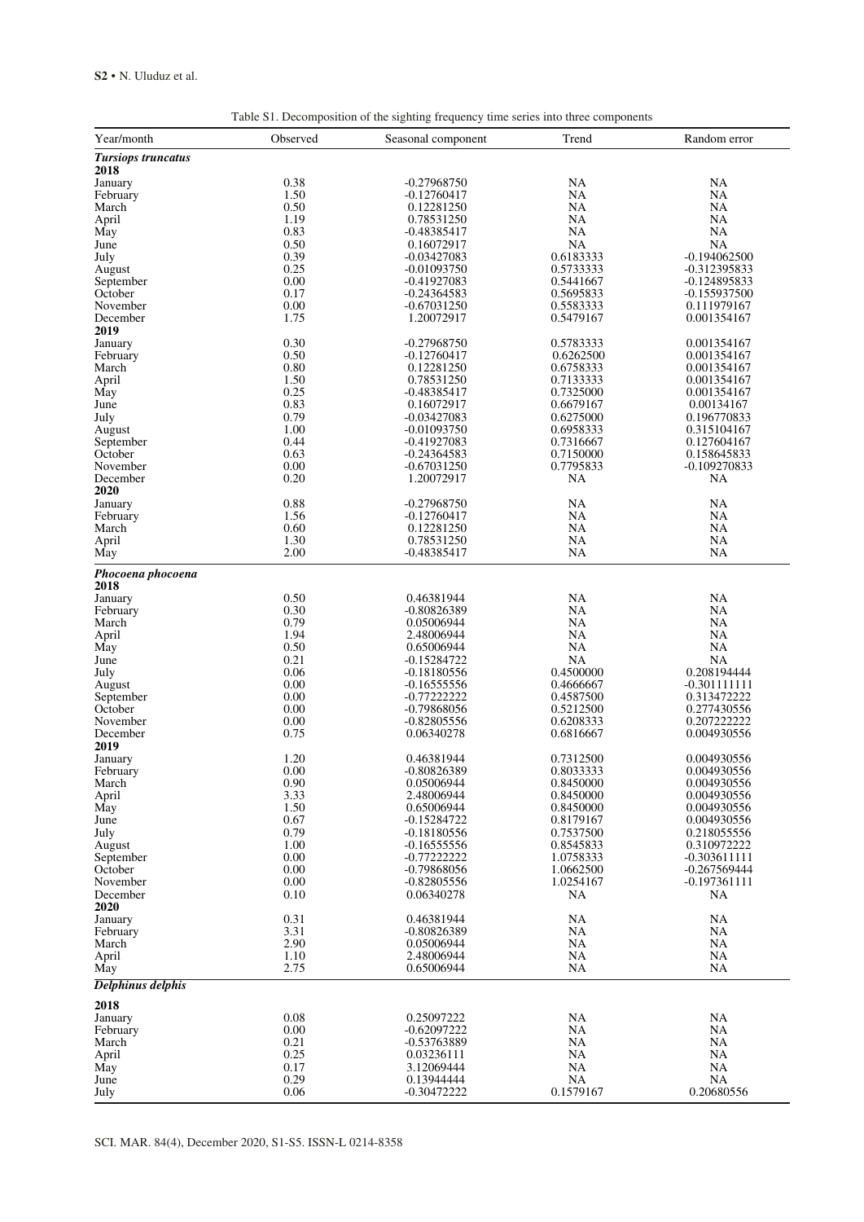Table S1. Decomposition of the sighting frequency time series into three components

| Year/month | Observed | Seasonal component | Trend | Random error |
|---|---|---|---|---|
| ***Tursiops truncatus*** | | | | |
| **2018** | | | | |
| January | 0.38 | -0.27968750 | NA | NA |
| February | 1.50 | -0.12760417 | NA | NA |
| March | 0.50 | 0.12281250 | NA | NA |
| April | 1.19 | 0.78531250 | NA | NA |
| May | 0.83 | -0.48385417 | NA | NA |
| June | 0.50 | 0.16072917 | NA | NA |
| July | 0.39 | -0.03427083 | 0.6183333 | -0.194062500 |
| August | 0.25 | -0.01093750 | 0.5733333 | -0.312395833 |
| September | 0.00 | -0.41927083 | 0.5441667 | -0.124895833 |
| October | 0.17 | -0.24364583 | 0.5695833 | -0.155937500 |
| November | 0.00 | -0.67031250 | 0.5583333 | 0.111979167 |
| December | 1.75 | 1.20072917 | 0.5479167 | 0.001354167 |
| **2019** | | | | |
| January | 0.30 | -0.27968750 | 0.5783333 | 0.001354167 |
| February | 0.50 | -0.12760417 | 0.6262500 | 0.001354167 |
| March | 0.80 | 0.12281250 | 0.6758333 | 0.001354167 |
| April | 1.50 | 0.78531250 | 0.7133333 | 0.001354167 |
| May | 0.25 | -0.48385417 | 0.7325000 | 0.001354167 |
| June | 0.83 | 0.16072917 | 0.6679167 | 0.00134167 |
| July | 0.79 | -0.03427083 | 0.6275000 | 0.196770833 |
| August | 1.00 | -0.01093750 | 0.6958333 | 0.315104167 |
| September | 0.44 | -0.41927083 | 0.7316667 | 0.127604167 |
| October | 0.63 | -0.24364583 | 0.7150000 | 0.158645833 |
| November | 0.00 | -0.67031250 | 0.7795833 | -0.109270833 |
| December | 0.20 | 1.20072917 | NA | NA |
| **2020** | | | | |
| January | 0.88 | -0.27968750 | NA | NA |
| February | 1.56 | -0.12760417 | NA | NA |
| March | 0.60 | 0.12281250 | NA | NA |
| April | 1.30 | 0.78531250 | NA | NA |
| May | 2.00 | -0.48385417 | NA | NA |
| ***Phocoena phocoena*** | | | | |
| **2018** | | | | |
| January | 0.50 | 0.46381944 | NA | NA |
| February | 0.30 | -0.80826389 | NA | NA |
| March | 0.79 | 0.05006944 | NA | NA |
| April | 1.94 | 2.48006944 | NA | NA |
| May | 0.50 | 0.65006944 | NA | NA |
| June | 0.21 | -0.15284722 | NA | NA |
| July | 0.06 | -0.18180556 | 0.4500000 | 0.208194444 |
| August | 0.00 | -0.16555556 | 0.4666667 | -0.301111111 |
| September | 0.00 | -0.77222222 | 0.4587500 | 0.313472222 |
| October | 0.00 | -0.79868056 | 0.5212500 | 0.277430556 |
| November | 0.00 | -0.82805556 | 0.6208333 | 0.207222222 |
| December | 0.75 | 0.06340278 | 0.6816667 | 0.004930556 |
| **2019** | | | | |
| January | 1.20 | 0.46381944 | 0.7312500 | 0.004930556 |
| February | 0.00 | -0.80826389 | 0.8033333 | 0.004930556 |
| March | 0.90 | 0.05006944 | 0.8450000 | 0.004930556 |
| April | 3.33 | 2.48006944 | 0.8450000 | 0.004930556 |
| May | 1.50 | 0.65006944 | 0.8450000 | 0.004930556 |
| June | 0.67 | -0.15284722 | 0.8179167 | 0.004930556 |
| July | 0.79 | -0.18180556 | 0.7537500 | 0.218055556 |
| August | 1.00 | -0.16555556 | 0.8545833 | 0.310972222 |
| September | 0.00 | -0.77222222 | 1.0758333 | -0.303611111 |
| October | 0.00 | -0.79868056 | 1.0662500 | -0.267569444 |
| November | 0.00 | -0.82805556 | 1.0254167 | -0.197361111 |
| December | 0.10 | 0.06340278 | NA | NA |
| **2020** | | | | |
| January | 0.31 | 0.46381944 | NA | NA |
| February | 3.31 | -0.80826389 | NA | NA |
| March | 2.90 | 0.05006944 | NA | NA |
| April | 1.10 | 2.48006944 | NA | NA |
| May | 2.75 | 0.65006944 | NA | NA |
| ***Delphinus delphis*** | | | | |
| **2018** | | | | |
| January | 0.08 | 0.25097222 | NA | NA |
| February | 0.00 | -0.62097222 | NA | NA |
| March | 0.21 | -0.53763889 | NA | NA |
| April | 0.25 | 0.03236111 | NA | NA |
| May | 0.17 | 3.12069444 | NA | NA |
| June | 0.29 | 0.13944444 | NA | NA |
| July | 0.06 | -0.30472222 | 0.1579167 | 0.20680556 |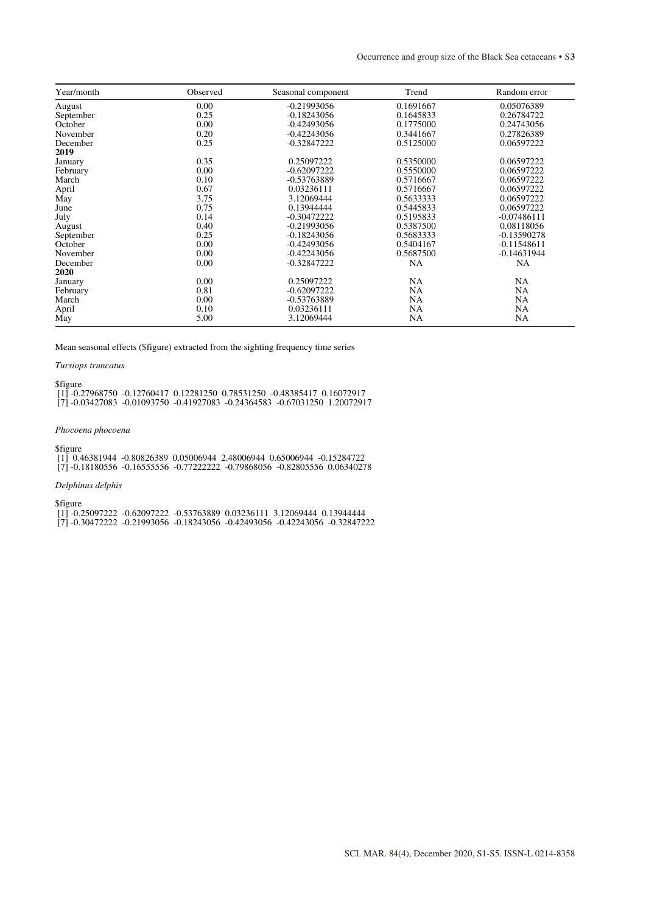| Year/month | Observed | Seasonal component | Trend | Random error |
|---|---|---|---|---|
| August | 0.00 | -0.21993056 | 0.1691667 | 0.05076389 |
| September | 0.25 | -0.18243056 | 0.1645833 | 0.26784722 |
| October | 0.00 | -0.42493056 | 0.1775000 | 0.24743056 |
| November | 0.20 | -0.42243056 | 0.3441667 | 0.27826389 |
| December | 0.25 | -0.32847222 | 0.5125000 | 0.06597222 |
| **2019** | | | | |
| January | 0.35 | 0.25097222 | 0.5350000 | 0.06597222 |
| February | 0.00 | -0.62097222 | 0.5550000 | 0.06597222 |
| March | 0.10 | -0.53763889 | 0.5716667 | 0.06597222 |
| April | 0.67 | 0.03236111 | 0.5716667 | 0.06597222 |
| May | 3.75 | 3.12069444 | 0.5633333 | 0.06597222 |
| June | 0.75 | 0.13944444 | 0.5445833 | 0.06597222 |
| July | 0.14 | -0.30472222 | 0.5195833 | -0.07486111 |
| August | 0.40 | -0.21993056 | 0.5387500 | 0.08118056 |
| September | 0.25 | -0.18243056 | 0.5683333 | -0.13590278 |
| October | 0.00 | -0.42493056 | 0.5404167 | -0.11548611 |
| November | 0.00 | -0.42243056 | 0.5687500 | -0.14631944 |
| December | 0.00 | -0.32847222 | NA | NA |
| **2020** | | | | |
| January | 0.00 | 0.25097222 | NA | NA |
| February | 0.81 | -0.62097222 | NA | NA |
| March | 0.00 | -0.53763889 | NA | NA |
| April | 0.10 | 0.03236111 | NA | NA |
| May | 5.00 | 3.12069444 | NA | NA |

Mean seasonal effects ($figure) extracted from the sighting frequency time series

*Tursiops truncatus*

```
$figure
 [1] -0.27968750  -0.12760417  0.12281250  0.78531250  -0.48385417  0.16072917
 [7] -0.03427083  -0.01093750  -0.41927083  -0.24364583  -0.67031250  1.20072917
```

*Phocoena phocoena*

```
$figure
 [1]  0.46381944  -0.80826389  0.05006944  2.48006944  0.65006944  -0.15284722
 [7] -0.18180556  -0.16555556  -0.77222222  -0.79868056  -0.82805556  0.06340278
```

*Delphinus delphis*

```
$figure
 [1] -0.25097222  -0.62097222  -0.53763889  0.03236111  3.12069444  0.13944444
 [7] -0.30472222  -0.21993056  -0.18243056  -0.42493056  -0.42243056  -0.32847222
```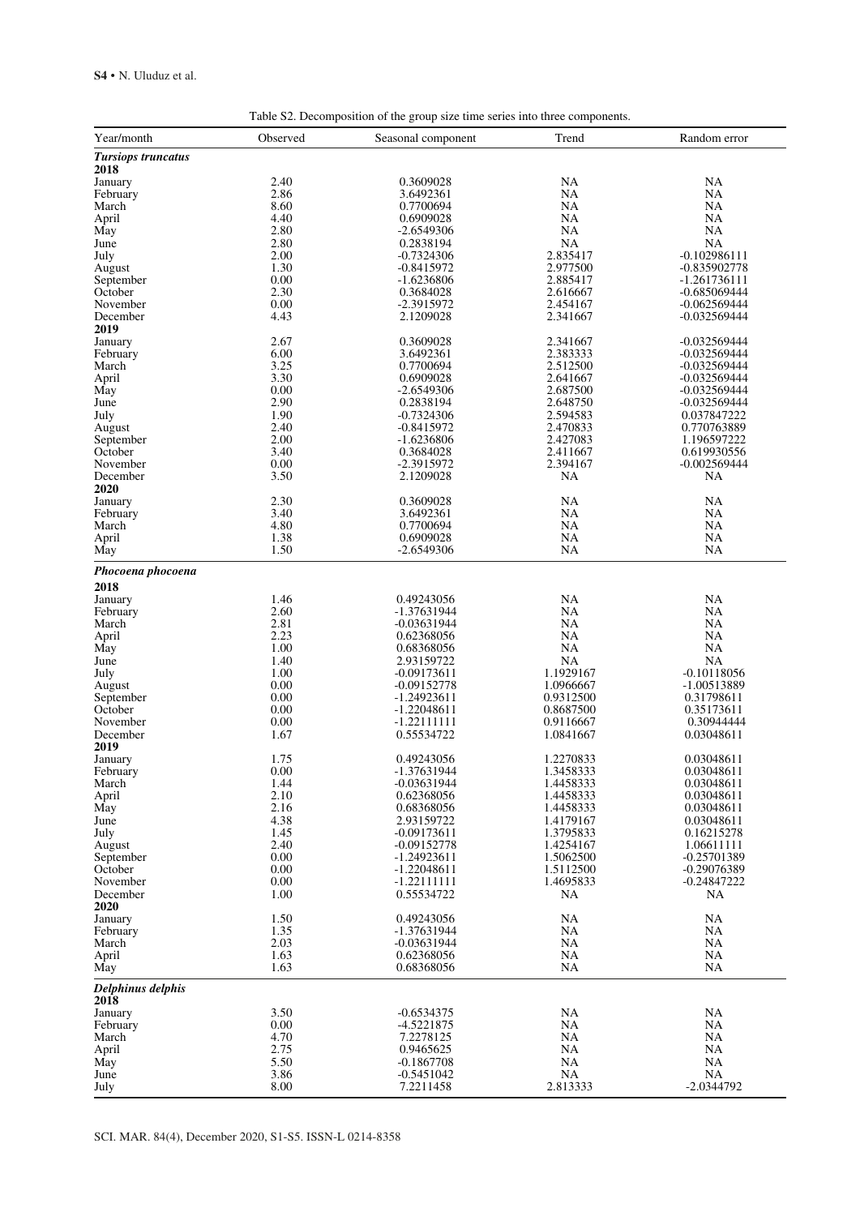Table S2. Decomposition of the group size time series into three components.

| Year/month | Observed | Seasonal component | Trend | Random error |
|---|---|---|---|---|
| ***Tursiops truncatus*** | | | | |
| **2018** | | | | |
| January | 2.40 | 0.3609028 | NA | NA |
| February | 2.86 | 3.6492361 | NA | NA |
| March | 8.60 | 0.7700694 | NA | NA |
| April | 4.40 | 0.6909028 | NA | NA |
| May | 2.80 | -2.6549306 | NA | NA |
| June | 2.80 | 0.2838194 | NA | NA |
| July | 2.00 | -0.7324306 | 2.835417 | -0.102986111 |
| August | 1.30 | -0.8415972 | 2.977500 | -0.835902778 |
| September | 0.00 | -1.6236806 | 2.885417 | -1.261736111 |
| October | 2.30 | 0.3684028 | 2.616667 | -0.685069444 |
| November | 0.00 | -2.3915972 | 2.454167 | -0.062569444 |
| December | 4.43 | 2.1209028 | 2.341667 | -0.032569444 |
| **2019** | | | | |
| January | 2.67 | 0.3609028 | 2.341667 | -0.032569444 |
| February | 6.00 | 3.6492361 | 2.383333 | -0.032569444 |
| March | 3.25 | 0.7700694 | 2.512500 | -0.032569444 |
| April | 3.30 | 0.6909028 | 2.641667 | -0.032569444 |
| May | 0.00 | -2.6549306 | 2.687500 | -0.032569444 |
| June | 2.90 | 0.2838194 | 2.648750 | -0.032569444 |
| July | 1.90 | -0.7324306 | 2.594583 | 0.037847222 |
| August | 2.40 | -0.8415972 | 2.470833 | 0.770763889 |
| September | 2.00 | -1.6236806 | 2.427083 | 1.196597222 |
| October | 3.40 | 0.3684028 | 2.411667 | 0.619930556 |
| November | 0.00 | -2.3915972 | 2.394167 | -0.002569444 |
| December | 3.50 | 2.1209028 | NA | NA |
| **2020** | | | | |
| January | 2.30 | 0.3609028 | NA | NA |
| February | 3.40 | 3.6492361 | NA | NA |
| March | 4.80 | 0.7700694 | NA | NA |
| April | 1.38 | 0.6909028 | NA | NA |
| May | 1.50 | -2.6549306 | NA | NA |
| ***Phocoena phocoena*** | | | | |
| **2018** | | | | |
| January | 1.46 | 0.49243056 | NA | NA |
| February | 2.60 | -1.37631944 | NA | NA |
| March | 2.81 | -0.03631944 | NA | NA |
| April | 2.23 | 0.62368056 | NA | NA |
| May | 1.00 | 0.68368056 | NA | NA |
| June | 1.40 | 2.93159722 | NA | NA |
| July | 1.00 | -0.09173611 | 1.1929167 | -0.10118056 |
| August | 0.00 | -0.09152778 | 1.0966667 | -1.00513889 |
| September | 0.00 | -1.24923611 | 0.9312500 | 0.31798611 |
| October | 0.00 | -1.22048611 | 0.8687500 | 0.35173611 |
| November | 0.00 | -1.22111111 | 0.9116667 | 0.30944444 |
| December | 1.67 | 0.55534722 | 1.0841667 | 0.03048611 |
| **2019** | | | | |
| January | 1.75 | 0.49243056 | 1.2270833 | 0.03048611 |
| February | 0.00 | -1.37631944 | 1.3458333 | 0.03048611 |
| March | 1.44 | -0.03631944 | 1.4458333 | 0.03048611 |
| April | 2.10 | 0.62368056 | 1.4458333 | 0.03048611 |
| May | 2.16 | 0.68368056 | 1.4458333 | 0.03048611 |
| June | 4.38 | 2.93159722 | 1.4179167 | 0.03048611 |
| July | 1.45 | -0.09173611 | 1.3795833 | 0.16215278 |
| August | 2.40 | -0.09152778 | 1.4254167 | 1.06611111 |
| September | 0.00 | -1.24923611 | 1.5062500 | -0.25701389 |
| October | 0.00 | -1.22048611 | 1.5112500 | -0.29076389 |
| November | 0.00 | -1.22111111 | 1.4695833 | -0.24847222 |
| December | 1.00 | 0.55534722 | NA | NA |
| **2020** | | | | |
| January | 1.50 | 0.49243056 | NA | NA |
| February | 1.35 | -1.37631944 | NA | NA |
| March | 2.03 | -0.03631944 | NA | NA |
| April | 1.63 | 0.62368056 | NA | NA |
| May | 1.63 | 0.68368056 | NA | NA |
| ***Delphinus delphis*** | | | | |
| **2018** | | | | |
| January | 3.50 | -0.6534375 | NA | NA |
| February | 0.00 | -4.5221875 | NA | NA |
| March | 4.70 | 7.2278125 | NA | NA |
| April | 2.75 | 0.9465625 | NA | NA |
| May | 5.50 | -0.1867708 | NA | NA |
| June | 3.86 | -0.5451042 | NA | NA |
| July | 8.00 | 7.2211458 | 2.813333 | -2.0344792 |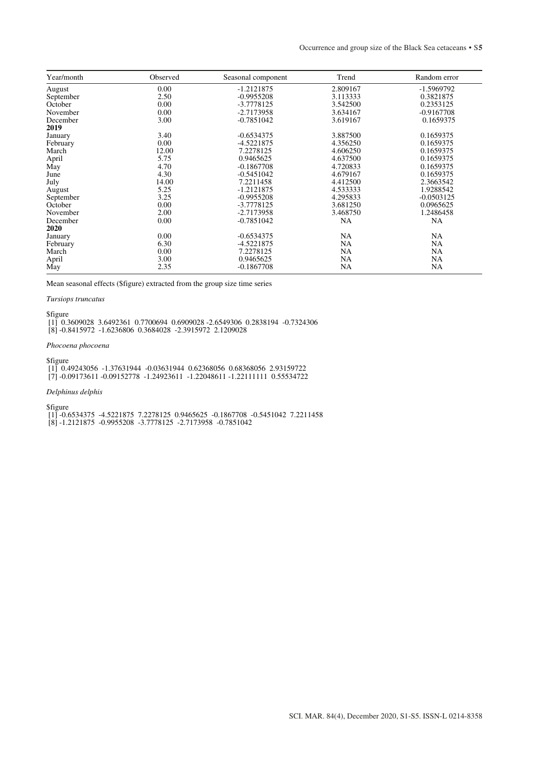| Year/month | Observed | Seasonal component | Trend | Random error |
|---|---|---|---|---|
| August | 0.00 | -1.2121875 | 2.809167 | -1.5969792 |
| September | 2.50 | -0.9955208 | 3.113333 | 0.3821875 |
| October | 0.00 | -3.7778125 | 3.542500 | 0.2353125 |
| November | 0.00 | -2.7173958 | 3.634167 | -0.9167708 |
| December | 3.00 | -0.7851042 | 3.619167 | 0.1659375 |
| **2019** | | | | |
| January | 3.40 | -0.6534375 | 3.887500 | 0.1659375 |
| February | 0.00 | -4.5221875 | 4.356250 | 0.1659375 |
| March | 12.00 | 7.2278125 | 4.606250 | 0.1659375 |
| April | 5.75 | 0.9465625 | 4.637500 | 0.1659375 |
| May | 4.70 | -0.1867708 | 4.720833 | 0.1659375 |
| June | 4.30 | -0.5451042 | 4.679167 | 0.1659375 |
| July | 14.00 | 7.2211458 | 4.412500 | 2.3663542 |
| August | 5.25 | -1.2121875 | 4.533333 | 1.9288542 |
| September | 3.25 | -0.9955208 | 4.295833 | -0.0503125 |
| October | 0.00 | -3.7778125 | 3.681250 | 0.0965625 |
| November | 2.00 | -2.7173958 | 3.468750 | 1.2486458 |
| December | 0.00 | -0.7851042 | NA | NA |
| **2020** | | | | |
| January | 0.00 | -0.6534375 | NA | NA |
| February | 6.30 | -4.5221875 | NA | NA |
| March | 0.00 | 7.2278125 | NA | NA |
| April | 3.00 | 0.9465625 | NA | NA |
| May | 2.35 | -0.1867708 | NA | NA |

Mean seasonal effects ($figure) extracted from the group size time series

*Tursiops truncatus*

```
$figure
 [1]  0.3609028  3.6492361  0.7700694  0.6909028 -2.6549306  0.2838194  -0.7324306
 [8] -0.8415972  -1.6236806  0.3684028  -2.3915972  2.1209028
```

*Phocoena phocoena*

```
$figure
 [1]  0.49243056  -1.37631944  -0.03631944  0.62368056  0.68368056  2.93159722
 [7] -0.09173611 -0.09152778  -1.24923611  -1.22048611 -1.22111111  0.55534722
```

*Delphinus delphis*

```
$figure
 [1] -0.6534375  -4.5221875  7.2278125  0.9465625  -0.1867708  -0.5451042  7.2211458
 [8] -1.2121875  -0.9955208  -3.7778125  -2.7173958  -0.7851042
```